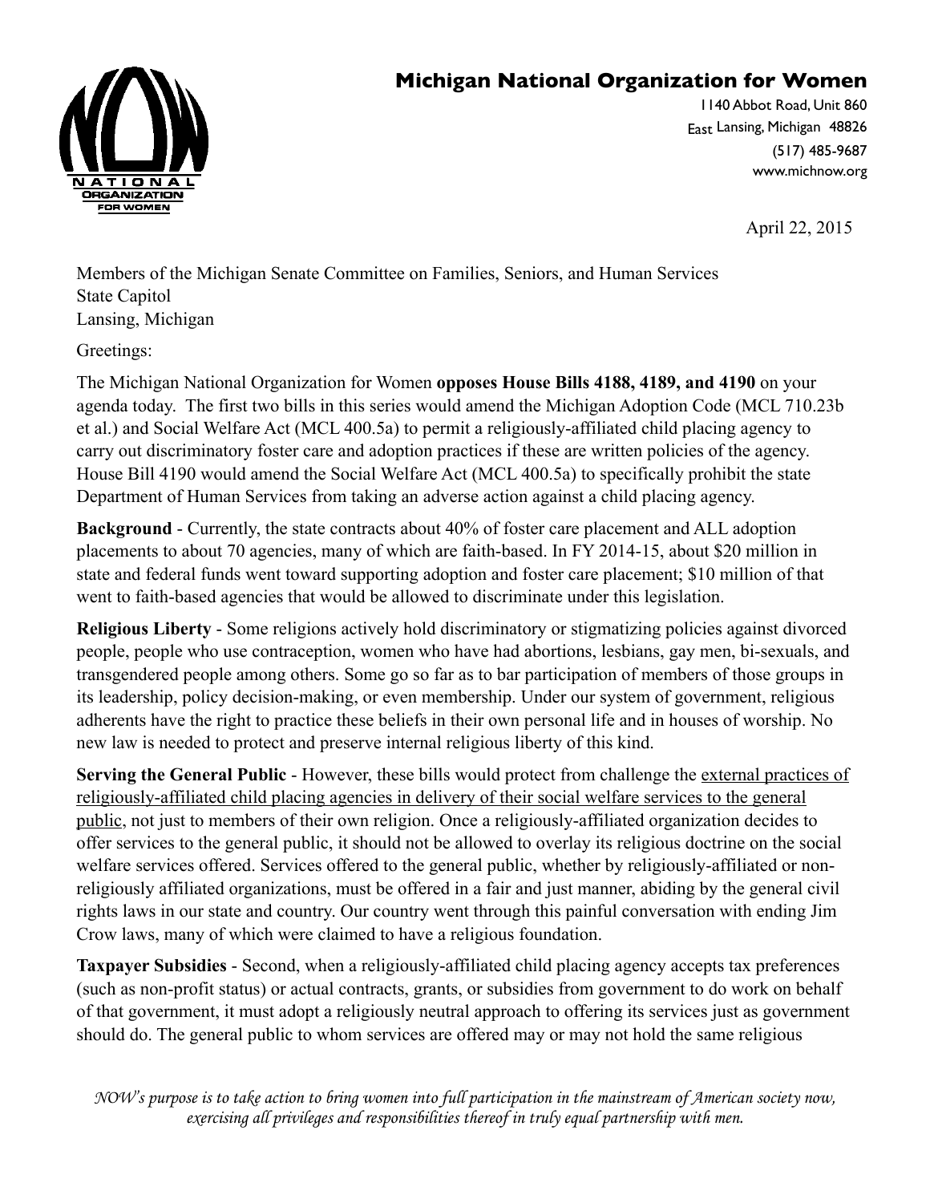# Michigan National Organization for Women

1140 Abbot Road, Unit 860
East Lansing, Michigan 48826
(517) 485-9687
www.michnow.org

April 22, 2015

Members of the Michigan Senate Committee on Families, Seniors, and Human Services
State Capitol
Lansing, Michigan

Greetings:

The Michigan National Organization for Women **opposes House Bills 4188, 4189, and 4190** on your agenda today. The first two bills in this series would amend the Michigan Adoption Code (MCL 710.23b et al.) and Social Welfare Act (MCL 400.5a) to permit a religiously-affiliated child placing agency to carry out discriminatory foster care and adoption practices if these are written policies of the agency. House Bill 4190 would amend the Social Welfare Act (MCL 400.5a) to specifically prohibit the state Department of Human Services from taking an adverse action against a child placing agency.

**Background** - Currently, the state contracts about 40% of foster care placement and ALL adoption placements to about 70 agencies, many of which are faith-based. In FY 2014-15, about $20 million in state and federal funds went toward supporting adoption and foster care placement; $10 million of that went to faith-based agencies that would be allowed to discriminate under this legislation.

**Religious Liberty** - Some religions actively hold discriminatory or stigmatizing policies against divorced people, people who use contraception, women who have had abortions, lesbians, gay men, bi-sexuals, and transgendered people among others. Some go so far as to bar participation of members of those groups in its leadership, policy decision-making, or even membership. Under our system of government, religious adherents have the right to practice these beliefs in their own personal life and in houses of worship. No new law is needed to protect and preserve internal religious liberty of this kind.

**Serving the General Public** - However, these bills would protect from challenge the <u>external practices of religiously-affiliated child placing agencies in delivery of their social welfare services to the general public</u>, not just to members of their own religion. Once a religiously-affiliated organization decides to offer services to the general public, it should not be allowed to overlay its religious doctrine on the social welfare services offered. Services offered to the general public, whether by religiously-affiliated or non-religiously affiliated organizations, must be offered in a fair and just manner, abiding by the general civil rights laws in our state and country. Our country went through this painful conversation with ending Jim Crow laws, many of which were claimed to have a religious foundation.

**Taxpayer Subsidies** - Second, when a religiously-affiliated child placing agency accepts tax preferences (such as non-profit status) or actual contracts, grants, or subsidies from government to do work on behalf of that government, it must adopt a religiously neutral approach to offering its services just as government should do. The general public to whom services are offered may or may not hold the same religious

*NOW's purpose is to take action to bring women into full participation in the mainstream of American society now, exercising all privileges and responsibilities thereof in truly equal partnership with men.*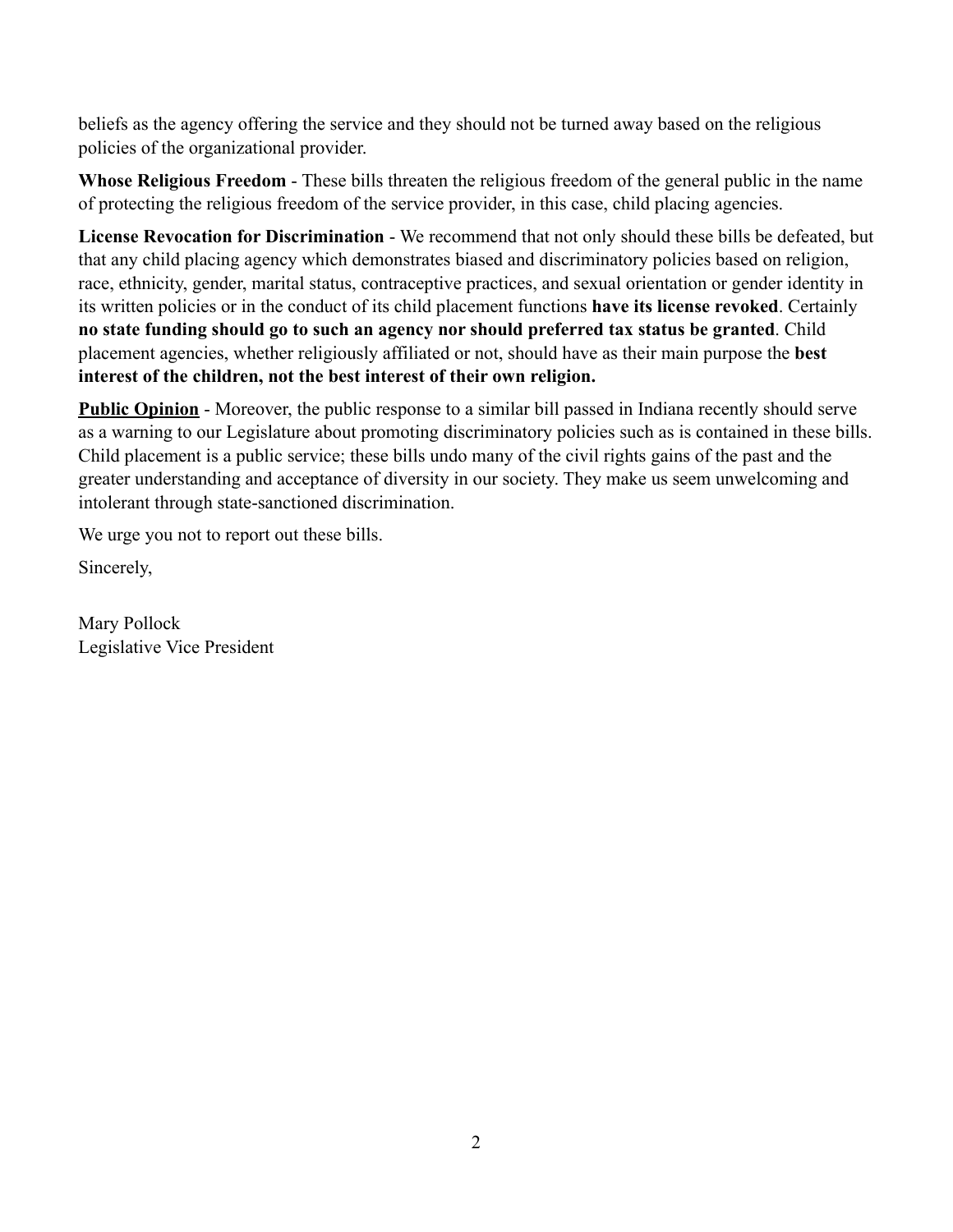beliefs as the agency offering the service and they should not be turned away based on the religious policies of the organizational provider.

**Whose Religious Freedom** - These bills threaten the religious freedom of the general public in the name of protecting the religious freedom of the service provider, in this case, child placing agencies.

**License Revocation for Discrimination** - We recommend that not only should these bills be defeated, but that any child placing agency which demonstrates biased and discriminatory policies based on religion, race, ethnicity, gender, marital status, contraceptive practices, and sexual orientation or gender identity in its written policies or in the conduct of its child placement functions **have its license revoked**. Certainly **no state funding should go to such an agency nor should preferred tax status be granted**. Child placement agencies, whether religiously affiliated or not, should have as their main purpose the **best interest of the children, not the best interest of their own religion.**

**<u>Public Opinion</u>** - Moreover, the public response to a similar bill passed in Indiana recently should serve as a warning to our Legislature about promoting discriminatory policies such as is contained in these bills. Child placement is a public service; these bills undo many of the civil rights gains of the past and the greater understanding and acceptance of diversity in our society. They make us seem unwelcoming and intolerant through state-sanctioned discrimination.

We urge you not to report out these bills.

Sincerely,

Mary Pollock
Legislative Vice President